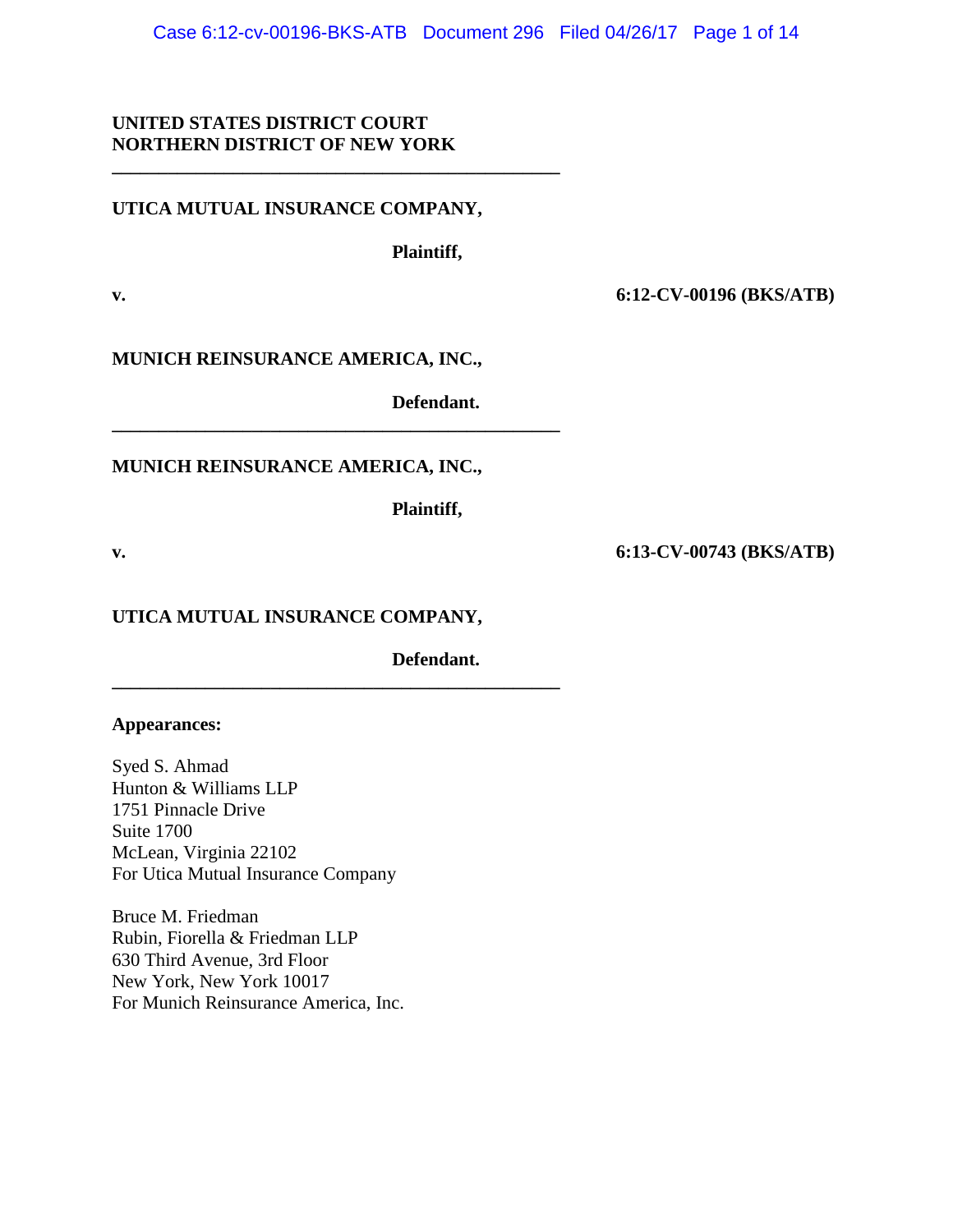**UNITED STATES DISTRICT COURT**
**NORTHERN DISTRICT OF NEW YORK**

---

**UTICA MUTUAL INSURANCE COMPANY,**

**Plaintiff,**

**v.** **6:12-CV-00196 (BKS/ATB)**

**MUNICH REINSURANCE AMERICA, INC.,**

**Defendant.**

---

**MUNICH REINSURANCE AMERICA, INC.,**

**Plaintiff,**

**v.** **6:13-CV-00743 (BKS/ATB)**

**UTICA MUTUAL INSURANCE COMPANY,**

**Defendant.**

---

**Appearances:**

Syed S. Ahmad
Hunton & Williams LLP
1751 Pinnacle Drive
Suite 1700
McLean, Virginia 22102
For Utica Mutual Insurance Company

Bruce M. Friedman
Rubin, Fiorella & Friedman LLP
630 Third Avenue, 3rd Floor
New York, New York 10017
For Munich Reinsurance America, Inc.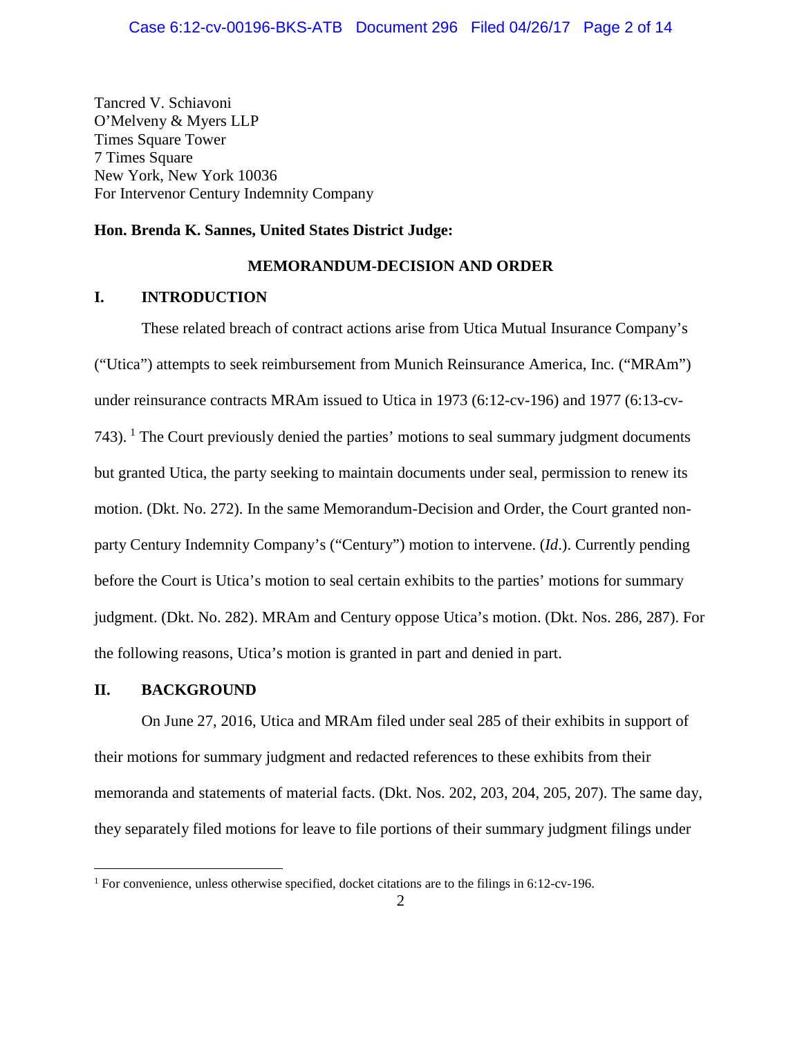Tancred V. Schiavoni
O'Melveny & Myers LLP
Times Square Tower
7 Times Square
New York, New York 10036
For Intervenor Century Indemnity Company

**Hon. Brenda K. Sannes, United States District Judge:**

## MEMORANDUM-DECISION AND ORDER

## I. INTRODUCTION

These related breach of contract actions arise from Utica Mutual Insurance Company's ("Utica") attempts to seek reimbursement from Munich Reinsurance America, Inc. ("MRAm") under reinsurance contracts MRAm issued to Utica in 1973 (6:12-cv-196) and 1977 (6:13-cv-743). [1] The Court previously denied the parties' motions to seal summary judgment documents but granted Utica, the party seeking to maintain documents under seal, permission to renew its motion. (Dkt. No. 272). In the same Memorandum-Decision and Order, the Court granted non-party Century Indemnity Company's ("Century") motion to intervene. (*Id*.). Currently pending before the Court is Utica's motion to seal certain exhibits to the parties' motions for summary judgment. (Dkt. No. 282). MRAm and Century oppose Utica's motion. (Dkt. Nos. 286, 287). For the following reasons, Utica's motion is granted in part and denied in part.

## II. BACKGROUND

On June 27, 2016, Utica and MRAm filed under seal 285 of their exhibits in support of their motions for summary judgment and redacted references to these exhibits from their memoranda and statements of material facts. (Dkt. Nos. 202, 203, 204, 205, 207). The same day, they separately filed motions for leave to file portions of their summary judgment filings under

[1] For convenience, unless otherwise specified, docket citations are to the filings in 6:12-cv-196.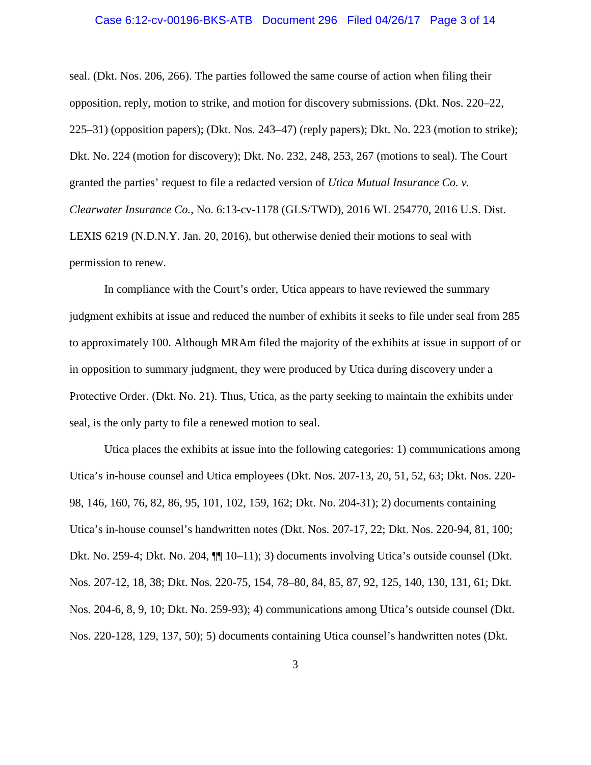seal. (Dkt. Nos. 206, 266). The parties followed the same course of action when filing their opposition, reply, motion to strike, and motion for discovery submissions. (Dkt. Nos. 220–22, 225–31) (opposition papers); (Dkt. Nos. 243–47) (reply papers); Dkt. No. 223 (motion to strike); Dkt. No. 224 (motion for discovery); Dkt. No. 232, 248, 253, 267 (motions to seal). The Court granted the parties' request to file a redacted version of *Utica Mutual Insurance Co. v. Clearwater Insurance Co.*, No. 6:13-cv-1178 (GLS/TWD), 2016 WL 254770, 2016 U.S. Dist. LEXIS 6219 (N.D.N.Y. Jan. 20, 2016), but otherwise denied their motions to seal with permission to renew.

In compliance with the Court's order, Utica appears to have reviewed the summary judgment exhibits at issue and reduced the number of exhibits it seeks to file under seal from 285 to approximately 100. Although MRAm filed the majority of the exhibits at issue in support of or in opposition to summary judgment, they were produced by Utica during discovery under a Protective Order. (Dkt. No. 21). Thus, Utica, as the party seeking to maintain the exhibits under seal, is the only party to file a renewed motion to seal.

Utica places the exhibits at issue into the following categories: 1) communications among Utica's in-house counsel and Utica employees (Dkt. Nos. 207-13, 20, 51, 52, 63; Dkt. Nos. 220-98, 146, 160, 76, 82, 86, 95, 101, 102, 159, 162; Dkt. No. 204-31); 2) documents containing Utica's in-house counsel's handwritten notes (Dkt. Nos. 207-17, 22; Dkt. Nos. 220-94, 81, 100; Dkt. No. 259-4; Dkt. No. 204, ¶¶ 10–11); 3) documents involving Utica's outside counsel (Dkt. Nos. 207-12, 18, 38; Dkt. Nos. 220-75, 154, 78–80, 84, 85, 87, 92, 125, 140, 130, 131, 61; Dkt. Nos. 204-6, 8, 9, 10; Dkt. No. 259-93); 4) communications among Utica's outside counsel (Dkt. Nos. 220-128, 129, 137, 50); 5) documents containing Utica counsel's handwritten notes (Dkt.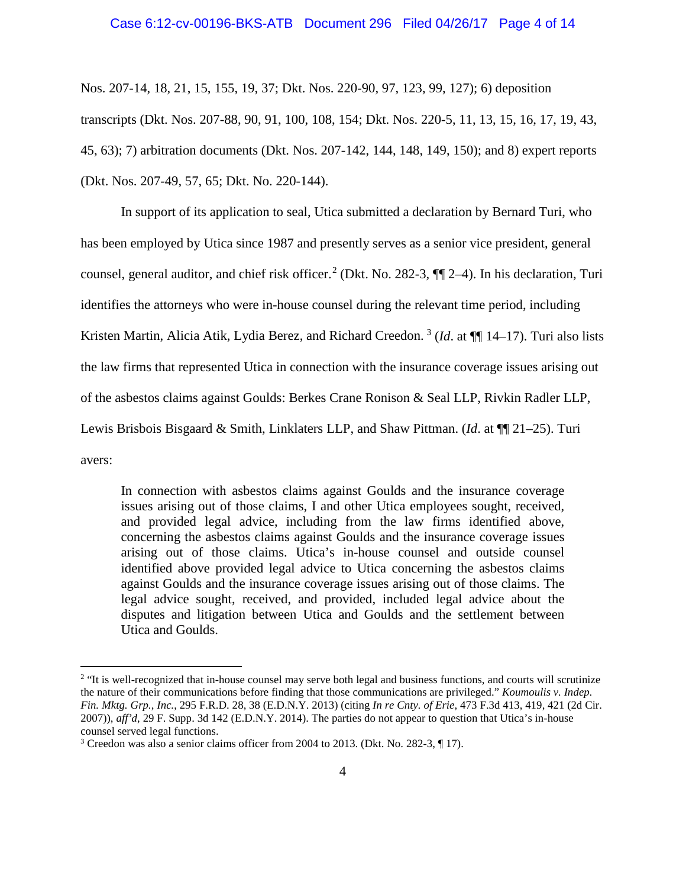Nos. 207-14, 18, 21, 15, 155, 19, 37; Dkt. Nos. 220-90, 97, 123, 99, 127); 6) deposition transcripts (Dkt. Nos. 207-88, 90, 91, 100, 108, 154; Dkt. Nos. 220-5, 11, 13, 15, 16, 17, 19, 43, 45, 63); 7) arbitration documents (Dkt. Nos. 207-142, 144, 148, 149, 150); and 8) expert reports (Dkt. Nos. 207-49, 57, 65; Dkt. No. 220-144).

In support of its application to seal, Utica submitted a declaration by Bernard Turi, who has been employed by Utica since 1987 and presently serves as a senior vice president, general counsel, general auditor, and chief risk officer.[2] (Dkt. No. 282-3, ¶¶ 2–4). In his declaration, Turi identifies the attorneys who were in-house counsel during the relevant time period, including Kristen Martin, Alicia Atik, Lydia Berez, and Richard Creedon.[3] (*Id*. at ¶¶ 14–17). Turi also lists the law firms that represented Utica in connection with the insurance coverage issues arising out of the asbestos claims against Goulds: Berkes Crane Ronison & Seal LLP, Rivkin Radler LLP, Lewis Brisbois Bisgaard & Smith, Linklaters LLP, and Shaw Pittman. (*Id*. at ¶¶ 21–25). Turi avers:

> In connection with asbestos claims against Goulds and the insurance coverage issues arising out of those claims, I and other Utica employees sought, received, and provided legal advice, including from the law firms identified above, concerning the asbestos claims against Goulds and the insurance coverage issues arising out of those claims. Utica's in-house counsel and outside counsel identified above provided legal advice to Utica concerning the asbestos claims against Goulds and the insurance coverage issues arising out of those claims. The legal advice sought, received, and provided, included legal advice about the disputes and litigation between Utica and Goulds and the settlement between Utica and Goulds.

---

[2] "It is well-recognized that in-house counsel may serve both legal and business functions, and courts will scrutinize the nature of their communications before finding that those communications are privileged." *Koumoulis v. Indep. Fin. Mktg. Grp., Inc.*, 295 F.R.D. 28, 38 (E.D.N.Y. 2013) (citing *In re Cnty. of Erie*, 473 F.3d 413, 419, 421 (2d Cir. 2007)), *aff'd*, 29 F. Supp. 3d 142 (E.D.N.Y. 2014). The parties do not appear to question that Utica's in-house counsel served legal functions.

[3] Creedon was also a senior claims officer from 2004 to 2013. (Dkt. No. 282-3, ¶ 17).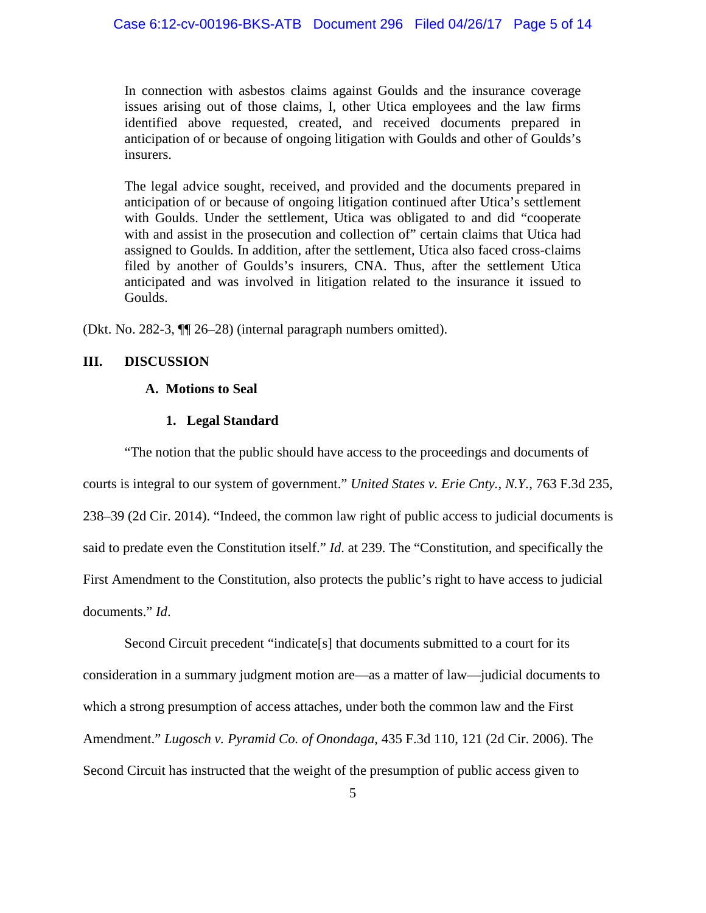> In connection with asbestos claims against Goulds and the insurance coverage issues arising out of those claims, I, other Utica employees and the law firms identified above requested, created, and received documents prepared in anticipation of or because of ongoing litigation with Goulds and other of Goulds's insurers.
>
> The legal advice sought, received, and provided and the documents prepared in anticipation of or because of ongoing litigation continued after Utica's settlement with Goulds. Under the settlement, Utica was obligated to and did "cooperate with and assist in the prosecution and collection of" certain claims that Utica had assigned to Goulds. In addition, after the settlement, Utica also faced cross-claims filed by another of Goulds's insurers, CNA. Thus, after the settlement Utica anticipated and was involved in litigation related to the insurance it issued to Goulds.

(Dkt. No. 282-3, ¶¶ 26–28) (internal paragraph numbers omitted).

## III. DISCUSSION

### A. Motions to Seal

#### 1. Legal Standard

"The notion that the public should have access to the proceedings and documents of courts is integral to our system of government." *United States v. Erie Cnty., N.Y.*, 763 F.3d 235, 238–39 (2d Cir. 2014). "Indeed, the common law right of public access to judicial documents is said to predate even the Constitution itself." *Id.* at 239. The "Constitution, and specifically the First Amendment to the Constitution, also protects the public's right to have access to judicial documents." *Id*.

Second Circuit precedent "indicate[s] that documents submitted to a court for its consideration in a summary judgment motion are—as a matter of law—judicial documents to which a strong presumption of access attaches, under both the common law and the First Amendment." *Lugosch v. Pyramid Co. of Onondaga*, 435 F.3d 110, 121 (2d Cir. 2006). The Second Circuit has instructed that the weight of the presumption of public access given to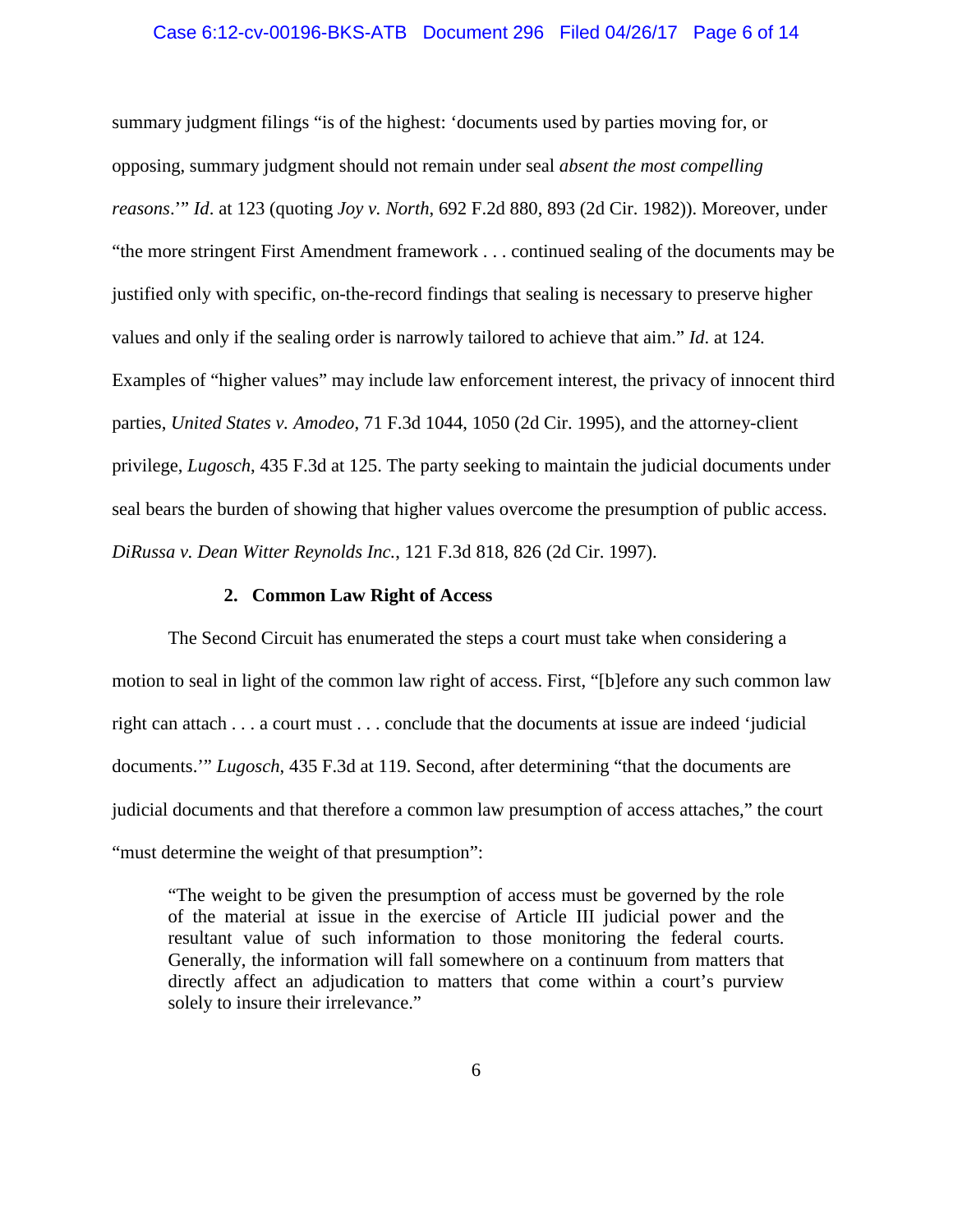summary judgment filings "is of the highest: 'documents used by parties moving for, or opposing, summary judgment should not remain under seal *absent the most compelling reasons*.'" *Id*. at 123 (quoting *Joy v. North*, 692 F.2d 880, 893 (2d Cir. 1982)). Moreover, under "the more stringent First Amendment framework . . . continued sealing of the documents may be justified only with specific, on-the-record findings that sealing is necessary to preserve higher values and only if the sealing order is narrowly tailored to achieve that aim." *Id*. at 124. Examples of "higher values" may include law enforcement interest, the privacy of innocent third parties, *United States v. Amodeo*, 71 F.3d 1044, 1050 (2d Cir. 1995), and the attorney-client privilege, *Lugosch*, 435 F.3d at 125. The party seeking to maintain the judicial documents under seal bears the burden of showing that higher values overcome the presumption of public access. *DiRussa v. Dean Witter Reynolds Inc.*, 121 F.3d 818, 826 (2d Cir. 1997).

**2. Common Law Right of Access**

The Second Circuit has enumerated the steps a court must take when considering a motion to seal in light of the common law right of access. First, "[b]efore any such common law right can attach . . . a court must . . . conclude that the documents at issue are indeed 'judicial documents.'" *Lugosch*, 435 F.3d at 119. Second, after determining "that the documents are judicial documents and that therefore a common law presumption of access attaches," the court "must determine the weight of that presumption":

> "The weight to be given the presumption of access must be governed by the role of the material at issue in the exercise of Article III judicial power and the resultant value of such information to those monitoring the federal courts. Generally, the information will fall somewhere on a continuum from matters that directly affect an adjudication to matters that come within a court's purview solely to insure their irrelevance."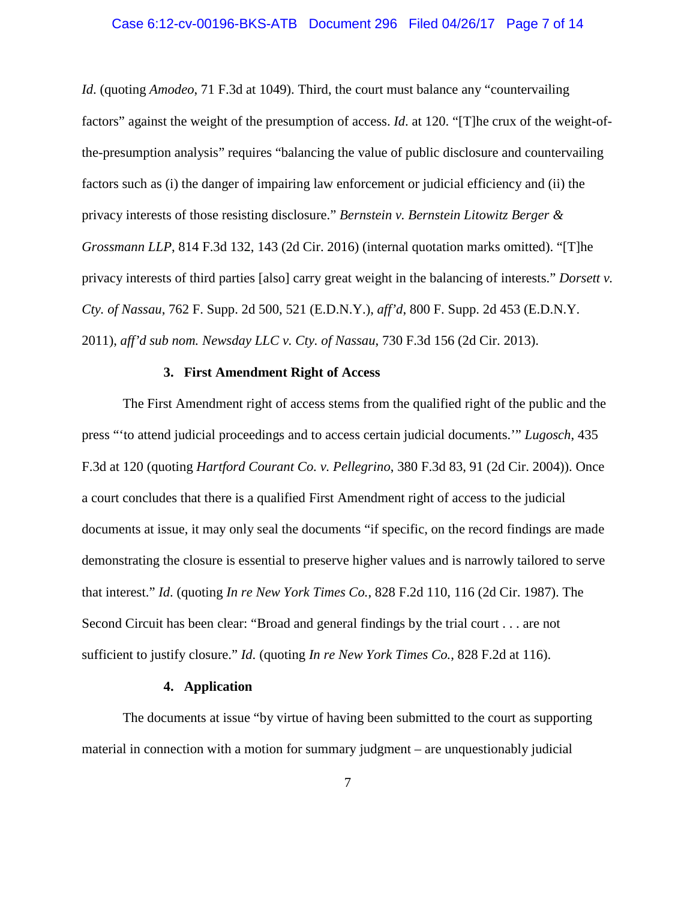*Id*. (quoting *Amodeo*, 71 F.3d at 1049). Third, the court must balance any "countervailing factors" against the weight of the presumption of access. *Id*. at 120. "[T]he crux of the weight-of-the-presumption analysis" requires "balancing the value of public disclosure and countervailing factors such as (i) the danger of impairing law enforcement or judicial efficiency and (ii) the privacy interests of those resisting disclosure." *Bernstein v. Bernstein Litowitz Berger & Grossmann LLP*, 814 F.3d 132, 143 (2d Cir. 2016) (internal quotation marks omitted). "[T]he privacy interests of third parties [also] carry great weight in the balancing of interests." *Dorsett v. Cty. of Nassau*, 762 F. Supp. 2d 500, 521 (E.D.N.Y.), *aff'd*, 800 F. Supp. 2d 453 (E.D.N.Y. 2011), *aff'd sub nom. Newsday LLC v. Cty. of Nassau*, 730 F.3d 156 (2d Cir. 2013).

#### 3. First Amendment Right of Access

The First Amendment right of access stems from the qualified right of the public and the press "'to attend judicial proceedings and to access certain judicial documents.'" *Lugosch*, 435 F.3d at 120 (quoting *Hartford Courant Co. v. Pellegrino*, 380 F.3d 83, 91 (2d Cir. 2004)). Once a court concludes that there is a qualified First Amendment right of access to the judicial documents at issue, it may only seal the documents "if specific, on the record findings are made demonstrating the closure is essential to preserve higher values and is narrowly tailored to serve that interest." *Id*. (quoting *In re New York Times Co.*, 828 F.2d 110, 116 (2d Cir. 1987). The Second Circuit has been clear: "Broad and general findings by the trial court . . . are not sufficient to justify closure." *Id*. (quoting *In re New York Times Co.*, 828 F.2d at 116).

#### 4. Application

The documents at issue "by virtue of having been submitted to the court as supporting material in connection with a motion for summary judgment – are unquestionably judicial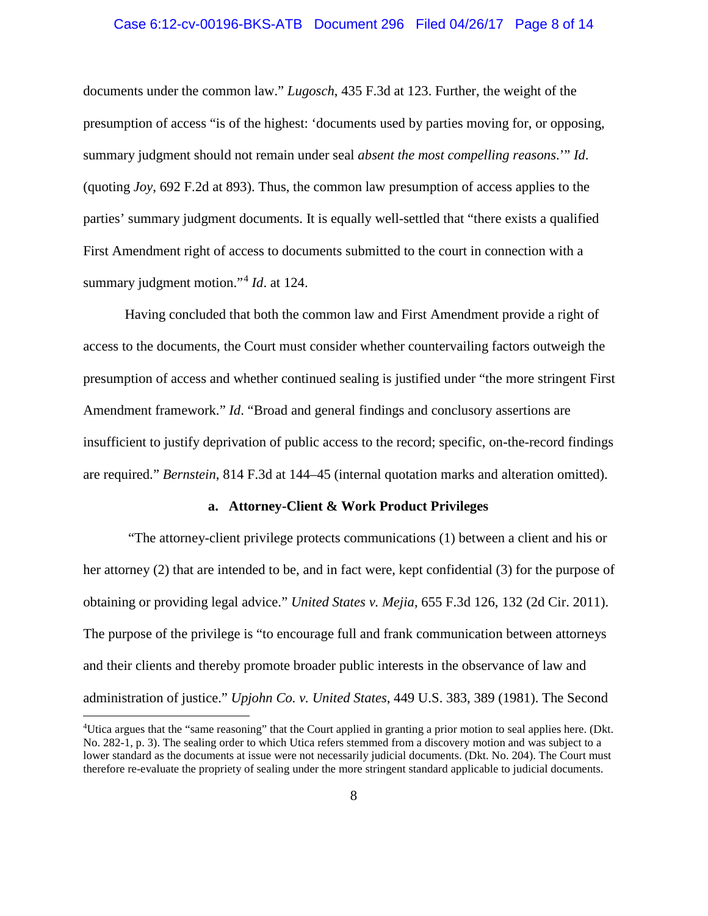documents under the common law." *Lugosch*, 435 F.3d at 123. Further, the weight of the presumption of access "is of the highest: 'documents used by parties moving for, or opposing, summary judgment should not remain under seal *absent the most compelling reasons*.'" *Id*. (quoting *Joy*, 692 F.2d at 893). Thus, the common law presumption of access applies to the parties' summary judgment documents. It is equally well-settled that "there exists a qualified First Amendment right of access to documents submitted to the court in connection with a summary judgment motion."[4] *Id*. at 124.

Having concluded that both the common law and First Amendment provide a right of access to the documents, the Court must consider whether countervailing factors outweigh the presumption of access and whether continued sealing is justified under "the more stringent First Amendment framework." *Id*. "Broad and general findings and conclusory assertions are insufficient to justify deprivation of public access to the record; specific, on-the-record findings are required." *Bernstein*, 814 F.3d at 144–45 (internal quotation marks and alteration omitted).

**a. Attorney-Client & Work Product Privileges**

"The attorney-client privilege protects communications (1) between a client and his or her attorney (2) that are intended to be, and in fact were, kept confidential (3) for the purpose of obtaining or providing legal advice." *United States v. Mejia*, 655 F.3d 126, 132 (2d Cir. 2011). The purpose of the privilege is "to encourage full and frank communication between attorneys and their clients and thereby promote broader public interests in the observance of law and administration of justice." *Upjohn Co. v. United States*, 449 U.S. 383, 389 (1981). The Second

---

[4]Utica argues that the "same reasoning" that the Court applied in granting a prior motion to seal applies here. (Dkt. No. 282-1, p. 3). The sealing order to which Utica refers stemmed from a discovery motion and was subject to a lower standard as the documents at issue were not necessarily judicial documents. (Dkt. No. 204). The Court must therefore re-evaluate the propriety of sealing under the more stringent standard applicable to judicial documents.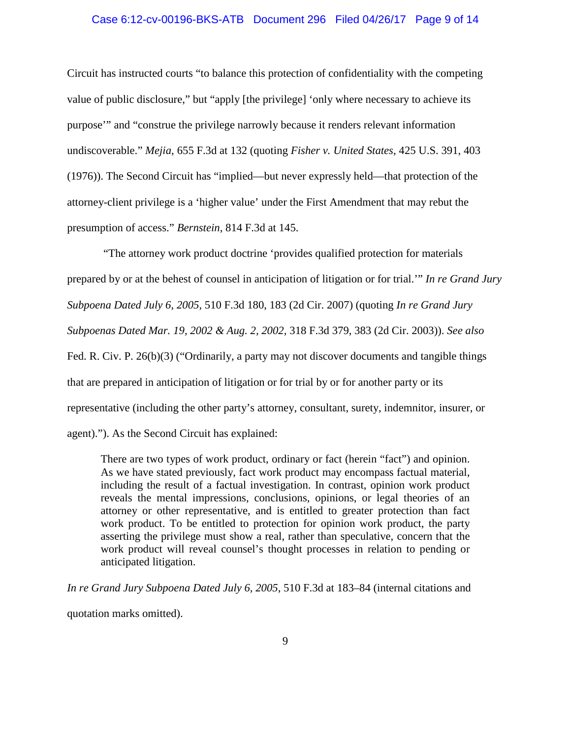Circuit has instructed courts "to balance this protection of confidentiality with the competing value of public disclosure," but "apply [the privilege] 'only where necessary to achieve its purpose'" and "construe the privilege narrowly because it renders relevant information undiscoverable." *Mejia*, 655 F.3d at 132 (quoting *Fisher v. United States*, 425 U.S. 391, 403 (1976)). The Second Circuit has "implied—but never expressly held—that protection of the attorney-client privilege is a 'higher value' under the First Amendment that may rebut the presumption of access." *Bernstein*, 814 F.3d at 145.

"The attorney work product doctrine 'provides qualified protection for materials prepared by or at the behest of counsel in anticipation of litigation or for trial.'" *In re Grand Jury Subpoena Dated July 6, 2005*, 510 F.3d 180, 183 (2d Cir. 2007) (quoting *In re Grand Jury Subpoenas Dated Mar. 19, 2002 & Aug. 2, 2002*, 318 F.3d 379, 383 (2d Cir. 2003)). *See also* Fed. R. Civ. P. 26(b)(3) ("Ordinarily, a party may not discover documents and tangible things that are prepared in anticipation of litigation or for trial by or for another party or its representative (including the other party's attorney, consultant, surety, indemnitor, insurer, or agent)."). As the Second Circuit has explained:

> There are two types of work product, ordinary or fact (herein "fact") and opinion. As we have stated previously, fact work product may encompass factual material, including the result of a factual investigation. In contrast, opinion work product reveals the mental impressions, conclusions, opinions, or legal theories of an attorney or other representative, and is entitled to greater protection than fact work product. To be entitled to protection for opinion work product, the party asserting the privilege must show a real, rather than speculative, concern that the work product will reveal counsel's thought processes in relation to pending or anticipated litigation.

*In re Grand Jury Subpoena Dated July 6, 2005*, 510 F.3d at 183–84 (internal citations and quotation marks omitted).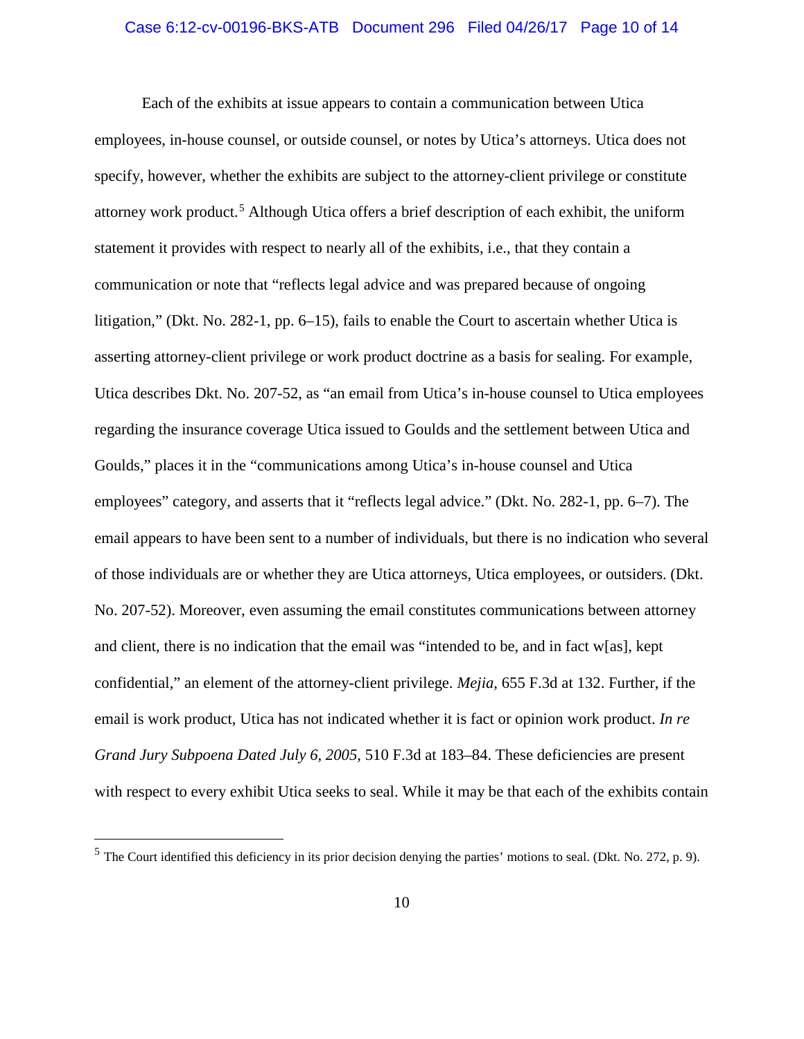Each of the exhibits at issue appears to contain a communication between Utica employees, in-house counsel, or outside counsel, or notes by Utica's attorneys. Utica does not specify, however, whether the exhibits are subject to the attorney-client privilege or constitute attorney work product.[5] Although Utica offers a brief description of each exhibit, the uniform statement it provides with respect to nearly all of the exhibits, i.e., that they contain a communication or note that "reflects legal advice and was prepared because of ongoing litigation," (Dkt. No. 282-1, pp. 6–15), fails to enable the Court to ascertain whether Utica is asserting attorney-client privilege or work product doctrine as a basis for sealing. For example, Utica describes Dkt. No. 207-52, as "an email from Utica's in-house counsel to Utica employees regarding the insurance coverage Utica issued to Goulds and the settlement between Utica and Goulds," places it in the "communications among Utica's in-house counsel and Utica employees" category, and asserts that it "reflects legal advice." (Dkt. No. 282-1, pp. 6–7). The email appears to have been sent to a number of individuals, but there is no indication who several of those individuals are or whether they are Utica attorneys, Utica employees, or outsiders. (Dkt. No. 207-52). Moreover, even assuming the email constitutes communications between attorney and client, there is no indication that the email was "intended to be, and in fact w[as], kept confidential," an element of the attorney-client privilege. *Mejia*, 655 F.3d at 132. Further, if the email is work product, Utica has not indicated whether it is fact or opinion work product. *In re Grand Jury Subpoena Dated July 6, 2005*, 510 F.3d at 183–84. These deficiencies are present with respect to every exhibit Utica seeks to seal. While it may be that each of the exhibits contain

[5] The Court identified this deficiency in its prior decision denying the parties' motions to seal. (Dkt. No. 272, p. 9).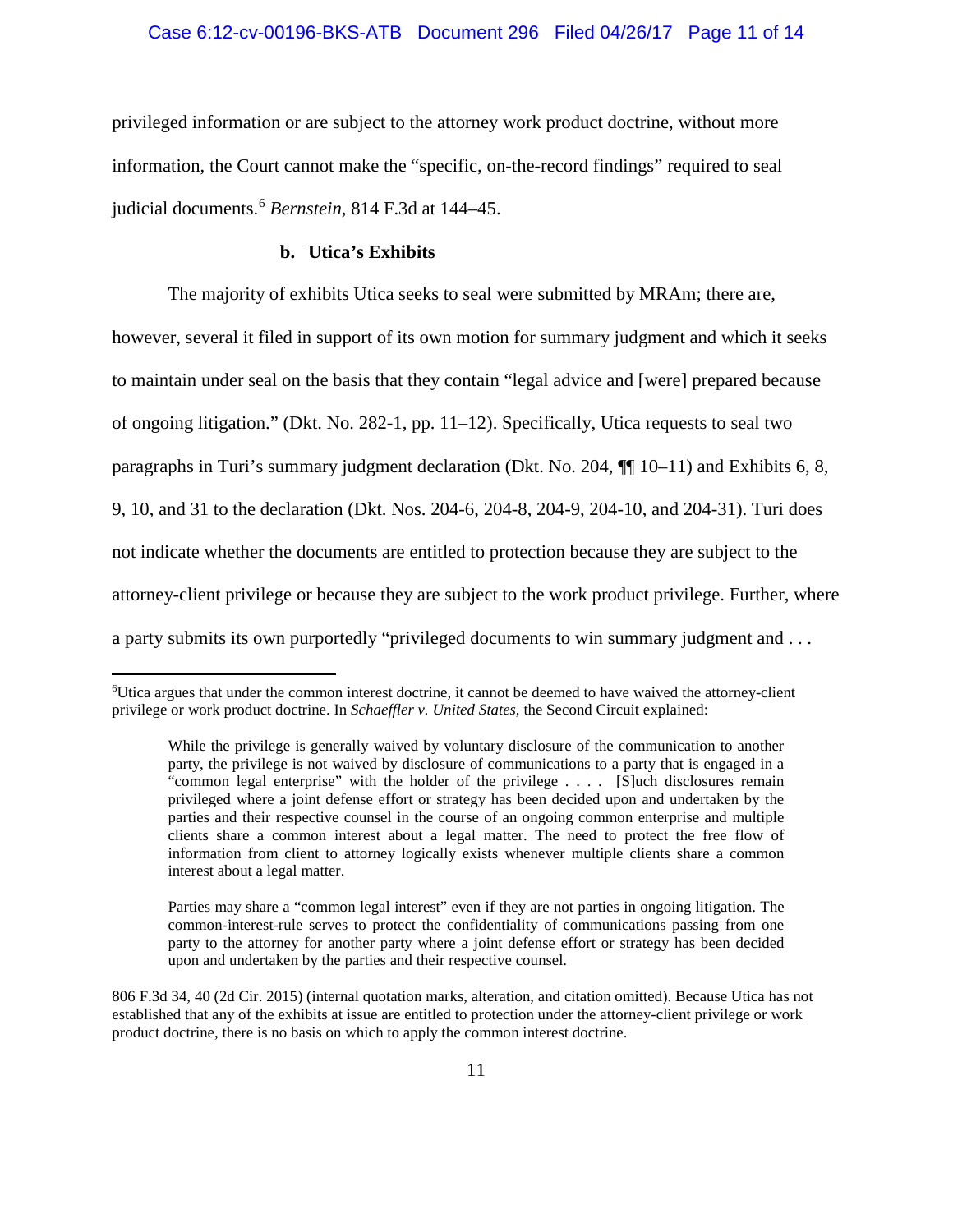privileged information or are subject to the attorney work product doctrine, without more information, the Court cannot make the "specific, on-the-record findings" required to seal judicial documents.[6] *Bernstein*, 814 F.3d at 144–45.

**b. Utica's Exhibits**

The majority of exhibits Utica seeks to seal were submitted by MRAm; there are, however, several it filed in support of its own motion for summary judgment and which it seeks to maintain under seal on the basis that they contain "legal advice and [were] prepared because of ongoing litigation." (Dkt. No. 282-1, pp. 11–12). Specifically, Utica requests to seal two paragraphs in Turi's summary judgment declaration (Dkt. No. 204, ¶¶ 10–11) and Exhibits 6, 8, 9, 10, and 31 to the declaration (Dkt. Nos. 204-6, 204-8, 204-9, 204-10, and 204-31). Turi does not indicate whether the documents are entitled to protection because they are subject to the attorney-client privilege or because they are subject to the work product privilege. Further, where a party submits its own purportedly "privileged documents to win summary judgment and . . .

---

[6]Utica argues that under the common interest doctrine, it cannot be deemed to have waived the attorney-client privilege or work product doctrine. In *Schaeffler v. United States*, the Second Circuit explained:

> While the privilege is generally waived by voluntary disclosure of the communication to another party, the privilege is not waived by disclosure of communications to a party that is engaged in a "common legal enterprise" with the holder of the privilege . . . . [S]uch disclosures remain privileged where a joint defense effort or strategy has been decided upon and undertaken by the parties and their respective counsel in the course of an ongoing common enterprise and multiple clients share a common interest about a legal matter. The need to protect the free flow of information from client to attorney logically exists whenever multiple clients share a common interest about a legal matter.
>
> Parties may share a "common legal interest" even if they are not parties in ongoing litigation. The common-interest-rule serves to protect the confidentiality of communications passing from one party to the attorney for another party where a joint defense effort or strategy has decided upon and undertaken by the parties and their respective counsel.

806 F.3d 34, 40 (2d Cir. 2015) (internal quotation marks, alteration, and citation omitted). Because Utica has not established that any of the exhibits at issue are entitled to protection under the attorney-client privilege or work product doctrine, there is no basis on which to apply the common interest doctrine.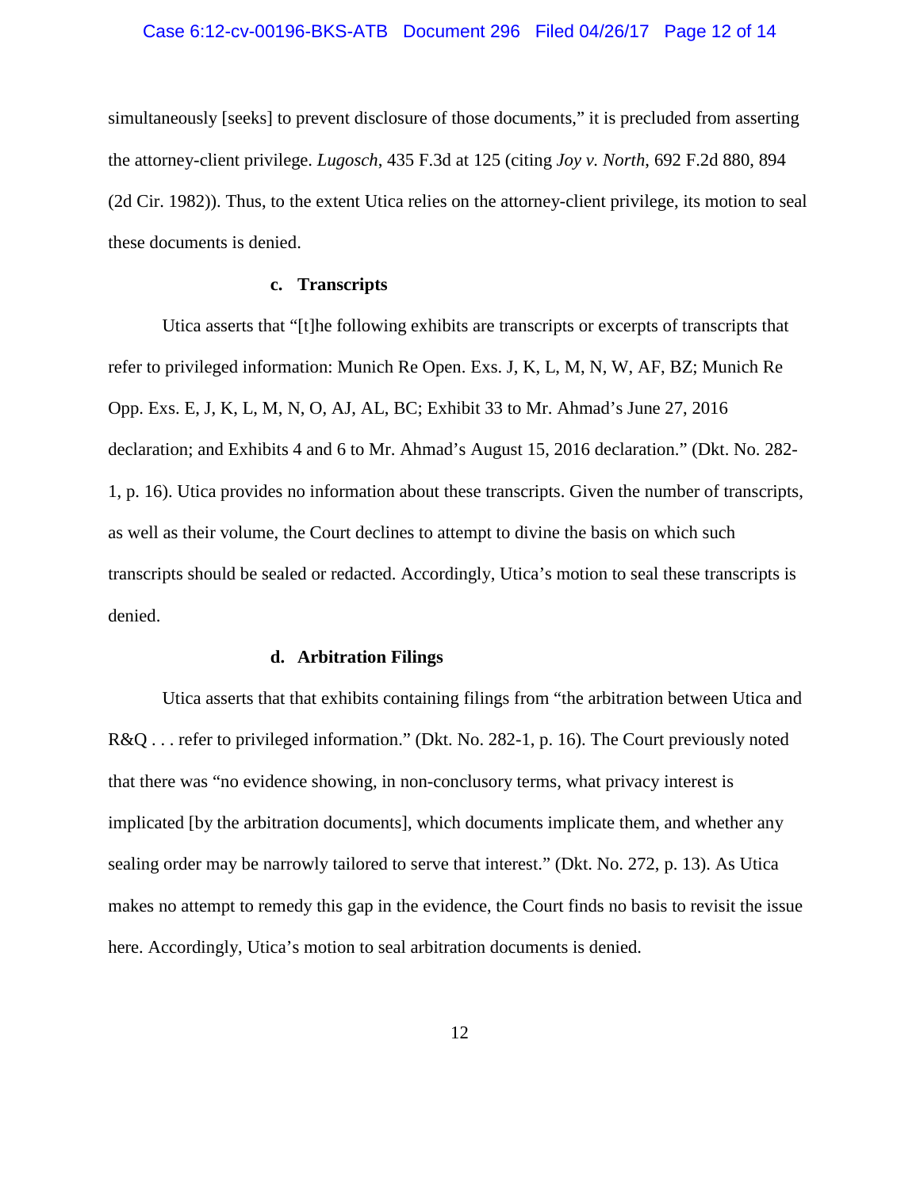simultaneously [seeks] to prevent disclosure of those documents," it is precluded from asserting the attorney-client privilege. *Lugosch*, 435 F.3d at 125 (citing *Joy v. North*, 692 F.2d 880, 894 (2d Cir. 1982)). Thus, to the extent Utica relies on the attorney-client privilege, its motion to seal these documents is denied.

**c. Transcripts**

Utica asserts that "[t]he following exhibits are transcripts or excerpts of transcripts that refer to privileged information: Munich Re Open. Exs. J, K, L, M, N, W, AF, BZ; Munich Re Opp. Exs. E, J, K, L, M, N, O, AJ, AL, BC; Exhibit 33 to Mr. Ahmad's June 27, 2016 declaration; and Exhibits 4 and 6 to Mr. Ahmad's August 15, 2016 declaration." (Dkt. No. 282-1, p. 16). Utica provides no information about these transcripts. Given the number of transcripts, as well as their volume, the Court declines to attempt to divine the basis on which such transcripts should be sealed or redacted. Accordingly, Utica's motion to seal these transcripts is denied.

**d. Arbitration Filings**

Utica asserts that that exhibits containing filings from "the arbitration between Utica and R&Q . . . refer to privileged information." (Dkt. No. 282-1, p. 16). The Court previously noted that there was "no evidence showing, in non-conclusory terms, what privacy interest is implicated [by the arbitration documents], which documents implicate them, and whether any sealing order may be narrowly tailored to serve that interest." (Dkt. No. 272, p. 13). As Utica makes no attempt to remedy this gap in the evidence, the Court finds no basis to revisit the issue here. Accordingly, Utica's motion to seal arbitration documents is denied.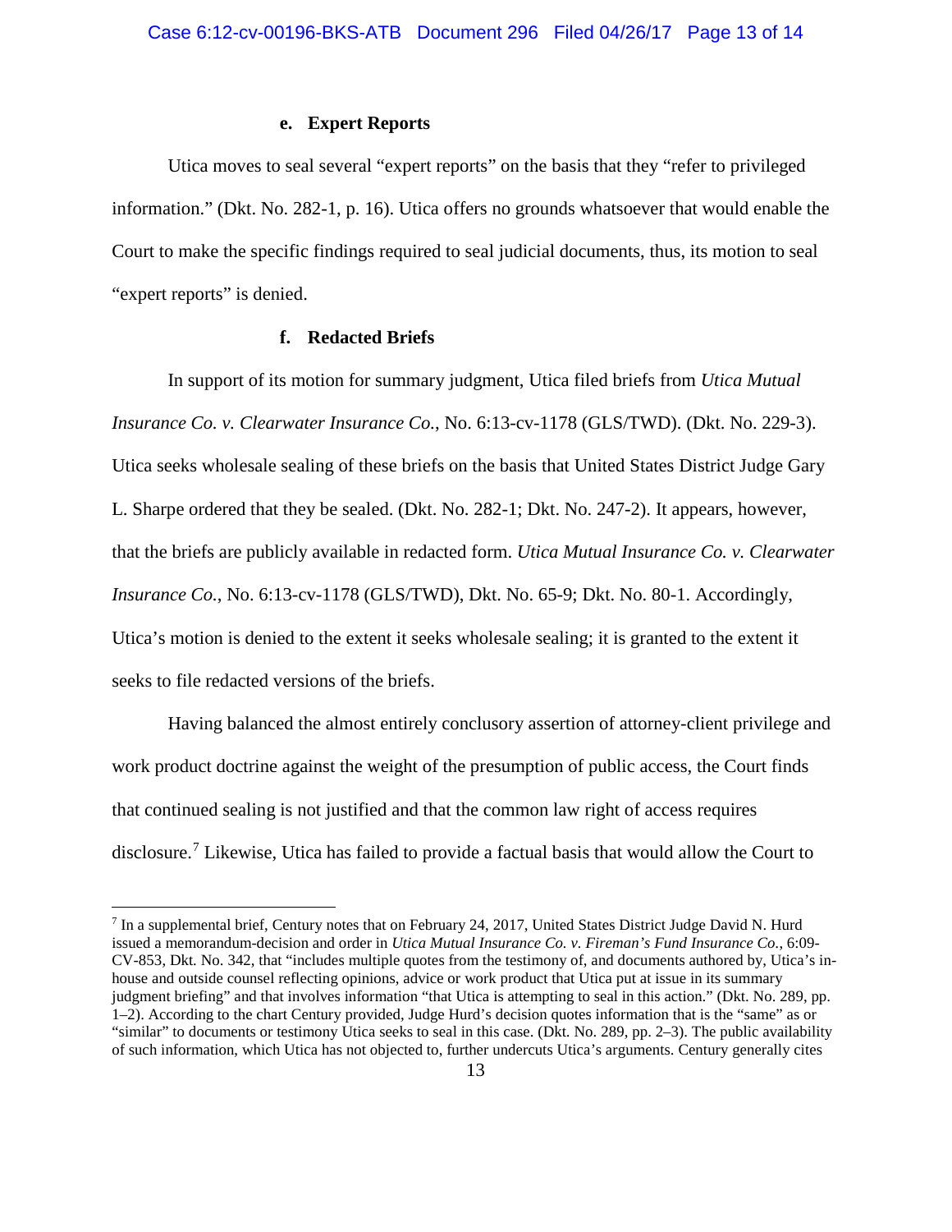#### e. Expert Reports

Utica moves to seal several "expert reports" on the basis that they "refer to privileged information." (Dkt. No. 282-1, p. 16). Utica offers no grounds whatsoever that would enable the Court to make the specific findings required to seal judicial documents, thus, its motion to seal "expert reports" is denied.

#### f. Redacted Briefs

In support of its motion for summary judgment, Utica filed briefs from *Utica Mutual Insurance Co. v. Clearwater Insurance Co.*, No. 6:13-cv-1178 (GLS/TWD). (Dkt. No. 229-3). Utica seeks wholesale sealing of these briefs on the basis that United States District Judge Gary L. Sharpe ordered that they be sealed. (Dkt. No. 282-1; Dkt. No. 247-2). It appears, however, that the briefs are publicly available in redacted form. *Utica Mutual Insurance Co. v. Clearwater Insurance Co.*, No. 6:13-cv-1178 (GLS/TWD), Dkt. No. 65-9; Dkt. No. 80-1. Accordingly, Utica's motion is denied to the extent it seeks wholesale sealing; it is granted to the extent it seeks to file redacted versions of the briefs.

Having balanced the almost entirely conclusory assertion of attorney-client privilege and work product doctrine against the weight of the presumption of public access, the Court finds that continued sealing is not justified and that the common law right of access requires disclosure.[7] Likewise, Utica has failed to provide a factual basis that would allow the Court to

[7] In a supplemental brief, Century notes that on February 24, 2017, United States District Judge David N. Hurd issued a memorandum-decision and order in *Utica Mutual Insurance Co. v. Fireman's Fund Insurance Co.*, 6:09-CV-853, Dkt. No. 342, that "includes multiple quotes from the testimony of, and documents authored by, Utica's in-house and outside counsel reflecting opinions, advice or work product that Utica put at issue in its summary judgment briefing" and that involves information "that Utica is attempting to seal in this action." (Dkt. No. 289, pp. 1–2). According to the chart Century provided, Judge Hurd's decision quotes information that is the "same" as or "similar" to documents or testimony Utica seeks to seal in this case. (Dkt. No. 289, pp. 2–3). The public availability of such information, which Utica has not objected to, further undercuts Utica's arguments. Century generally cites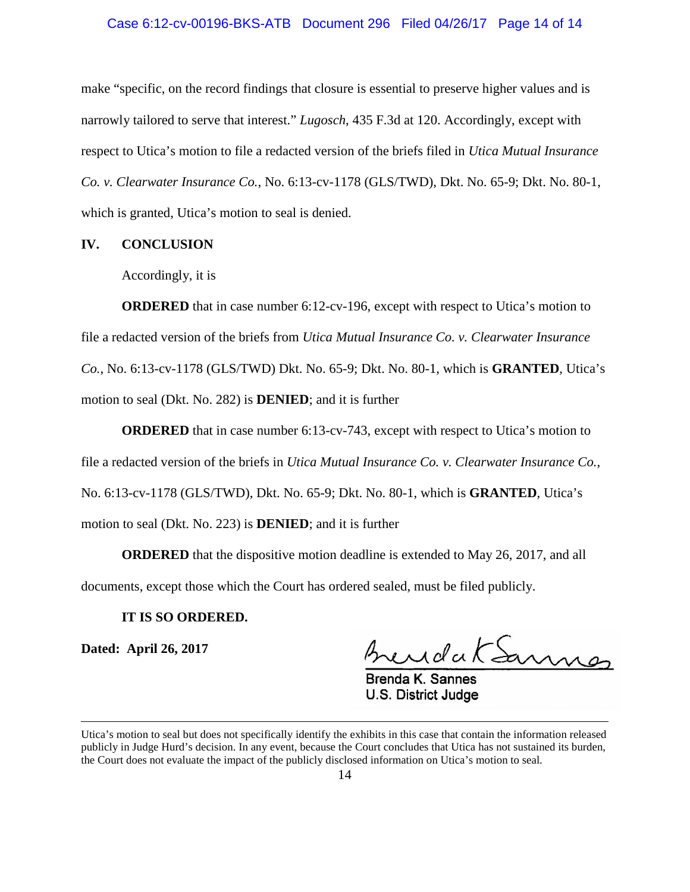make "specific, on the record findings that closure is essential to preserve higher values and is narrowly tailored to serve that interest." *Lugosch*, 435 F.3d at 120. Accordingly, except with respect to Utica's motion to file a redacted version of the briefs filed in *Utica Mutual Insurance Co. v. Clearwater Insurance Co.*, No. 6:13-cv-1178 (GLS/TWD), Dkt. No. 65-9; Dkt. No. 80-1, which is granted, Utica's motion to seal is denied.

## IV. CONCLUSION

Accordingly, it is

**ORDERED** that in case number 6:12-cv-196, except with respect to Utica's motion to file a redacted version of the briefs from *Utica Mutual Insurance Co. v. Clearwater Insurance Co.*, No. 6:13-cv-1178 (GLS/TWD) Dkt. No. 65-9; Dkt. No. 80-1, which is **GRANTED**, Utica's motion to seal (Dkt. No. 282) is **DENIED**; and it is further

**ORDERED** that in case number 6:13-cv-743, except with respect to Utica's motion to file a redacted version of the briefs in *Utica Mutual Insurance Co. v. Clearwater Insurance Co.*, No. 6:13-cv-1178 (GLS/TWD), Dkt. No. 65-9; Dkt. No. 80-1, which is **GRANTED**, Utica's motion to seal (Dkt. No. 223) is **DENIED**; and it is further

**ORDERED** that the dispositive motion deadline is extended to May 26, 2017, and all documents, except those which the Court has ordered sealed, must be filed publicly.

**IT IS SO ORDERED.**

**Dated: April 26, 2017**

Brenda K. Sannes
U.S. District Judge

---

Utica's motion to seal but does not specifically identify the exhibits in this case that contain the information released publicly in Judge Hurd's decision. In any event, because the Court concludes that Utica has not sustained its burden, the Court does not evaluate the impact of the publicly disclosed information on Utica's motion to seal.